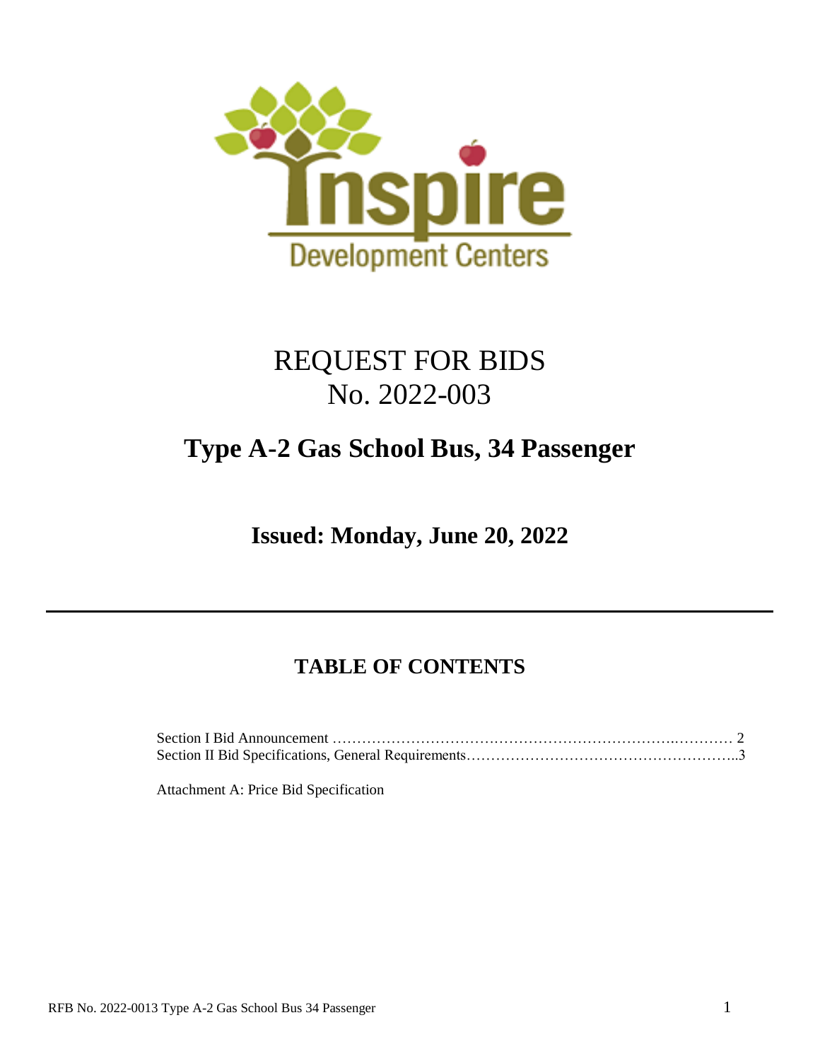Inspire Development Centers

# REQUEST FOR BIDS
# No. 2022-003

## Type A-2 Gas School Bus, 34 Passenger

### Issued: Monday, June 20, 2022

---

## TABLE OF CONTENTS

Section I Bid Announcement …………………………………………………………..………… 2
Section II Bid Specifications, General Requirements………………………………………………..3

Attachment A: Price Bid Specification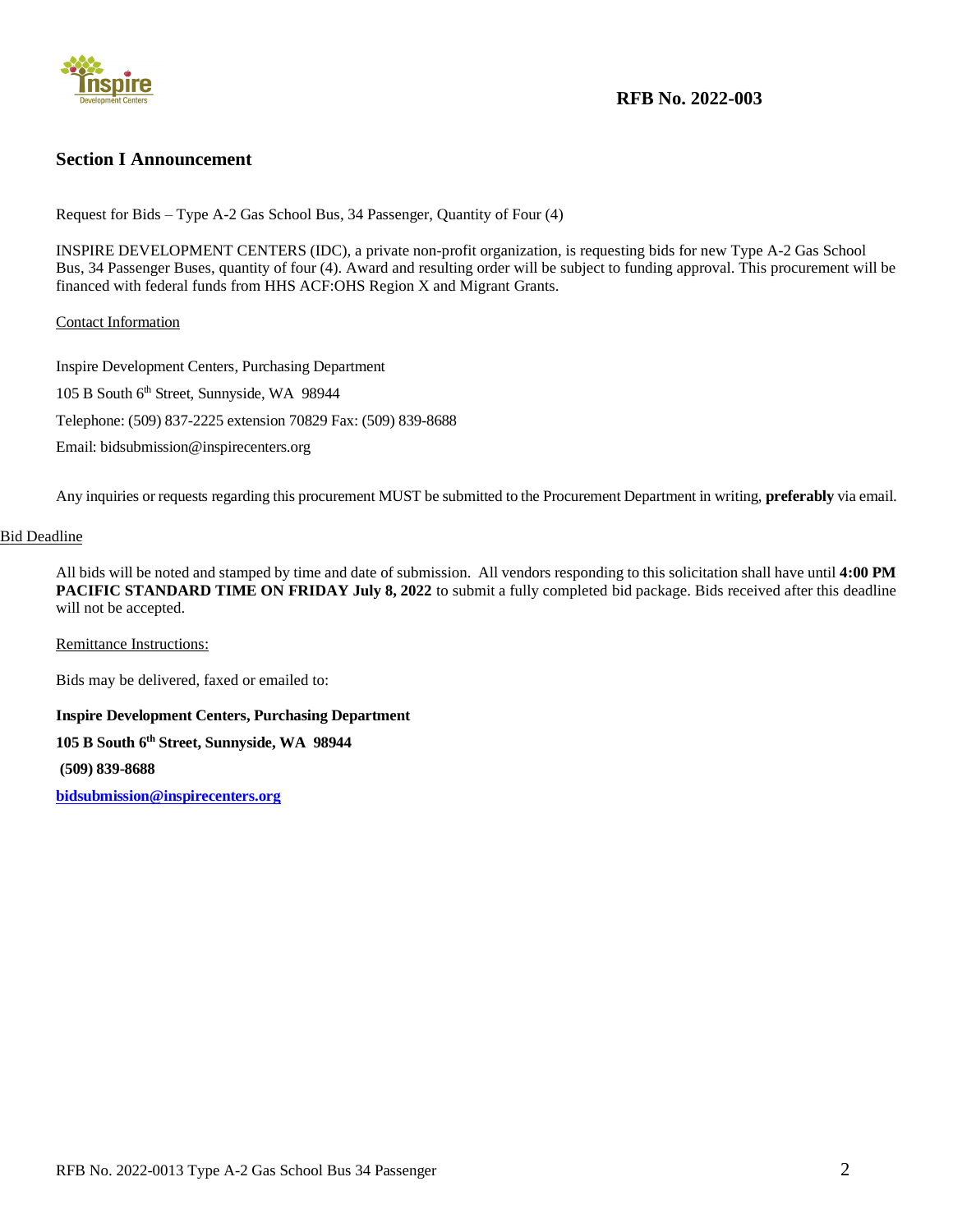**RFB No. 2022-003**

## Section I Announcement

Request for Bids – Type A-2 Gas School Bus, 34 Passenger, Quantity of Four (4)

INSPIRE DEVELOPMENT CENTERS (IDC), a private non-profit organization, is requesting bids for new Type A-2 Gas School Bus, 34 Passenger Buses, quantity of four (4). Award and resulting order will be subject to funding approval. This procurement will be financed with federal funds from HHS ACF:OHS Region X and Migrant Grants.

Contact Information

Inspire Development Centers, Purchasing Department

105 B South 6th Street, Sunnyside, WA 98944

Telephone: (509) 837-2225 extension 70829 Fax: (509) 839-8688

Email: bidsubmission@inspirecenters.org

Any inquiries or requests regarding this procurement MUST be submitted to the Procurement Department in writing, **preferably** via email.

Bid Deadline

All bids will be noted and stamped by time and date of submission. All vendors responding to this solicitation shall have until **4:00 PM PACIFIC STANDARD TIME ON FRIDAY July 8, 2022** to submit a fully completed bid package. Bids received after this deadline will not be accepted.

Remittance Instructions:

Bids may be delivered, faxed or emailed to:

**Inspire Development Centers, Purchasing Department**

**105 B South 6th Street, Sunnyside, WA 98944**

**(509) 839-8688**

**bidsubmission@inspirecenters.org**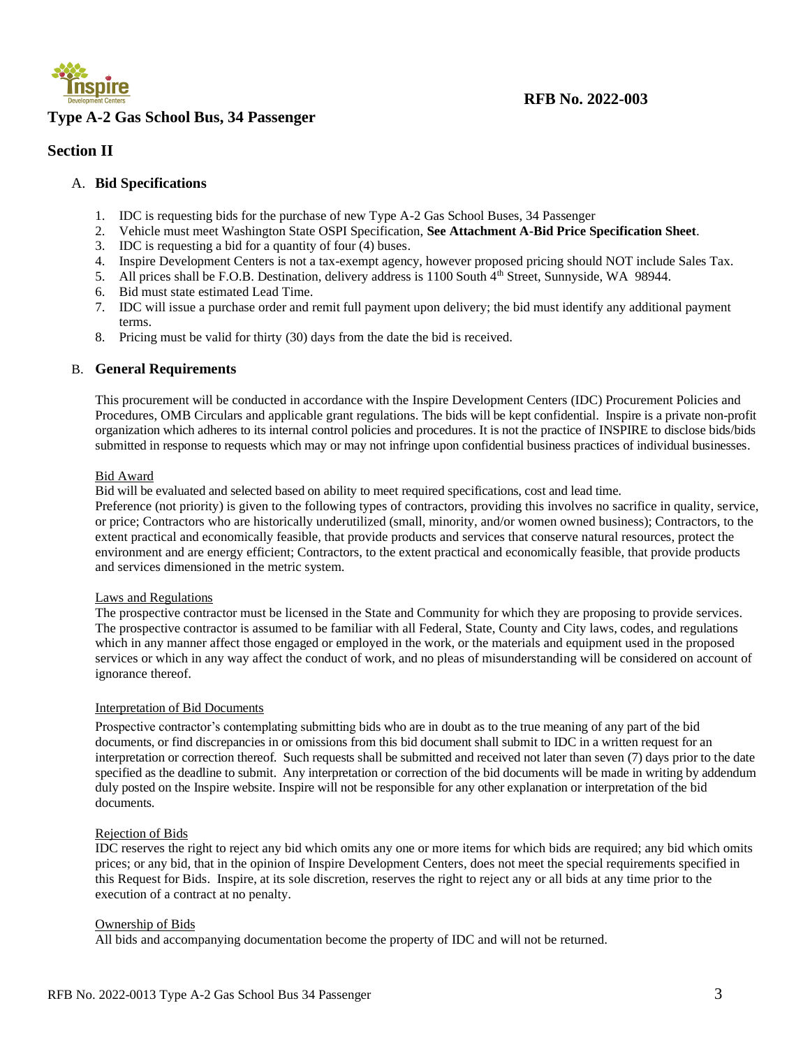**RFB No. 2022-003**

# Type A-2 Gas School Bus, 34 Passenger

## Section II

### A. Bid Specifications

1. IDC is requesting bids for the purchase of new Type A-2 Gas School Buses, 34 Passenger
2. Vehicle must meet Washington State OSPI Specification, **See Attachment A-Bid Price Specification Sheet**.
3. IDC is requesting a bid for a quantity of four (4) buses.
4. Inspire Development Centers is not a tax-exempt agency, however proposed pricing should NOT include Sales Tax.
5. All prices shall be F.O.B. Destination, delivery address is 1100 South 4th Street, Sunnyside, WA 98944.
6. Bid must state estimated Lead Time.
7. IDC will issue a purchase order and remit full payment upon delivery; the bid must identify any additional payment terms.
8. Pricing must be valid for thirty (30) days from the date the bid is received.

### B. General Requirements

This procurement will be conducted in accordance with the Inspire Development Centers (IDC) Procurement Policies and Procedures, OMB Circulars and applicable grant regulations. The bids will be kept confidential. Inspire is a private non-profit organization which adheres to its internal control policies and procedures. It is not the practice of INSPIRE to disclose bids/bids submitted in response to requests which may or may not infringe upon confidential business practices of individual businesses.

#### Bid Award

Bid will be evaluated and selected based on ability to meet required specifications, cost and lead time.
Preference (not priority) is given to the following types of contractors, providing this involves no sacrifice in quality, service, or price; Contractors who are historically underutilized (small, minority, and/or women owned business); Contractors, to the extent practical and economically feasible, that provide products and services that conserve natural resources, protect the environment and are energy efficient; Contractors, to the extent practical and economically feasible, that provide products and services dimensioned in the metric system.

#### Laws and Regulations

The prospective contractor must be licensed in the State and Community for which they are proposing to provide services. The prospective contractor is assumed to be familiar with all Federal, State, County and City laws, codes, and regulations which in any manner affect those engaged or employed in the work, or the materials and equipment used in the proposed services or which in any way affect the conduct of work, and no pleas of misunderstanding will be considered on account of ignorance thereof.

#### Interpretation of Bid Documents

Prospective contractor's contemplating submitting bids who are in doubt as to the true meaning of any part of the bid documents, or find discrepancies in or omissions from this bid document shall submit to IDC in a written request for an interpretation or correction thereof. Such requests shall be submitted and received not later than seven (7) days prior to the date specified as the deadline to submit. Any interpretation or correction of the bid documents will be made in writing by addendum duly posted on the Inspire website. Inspire will not be responsible for any other explanation or interpretation of the bid documents.

#### Rejection of Bids

IDC reserves the right to reject any bid which omits any one or more items for which bids are required; any bid which omits prices; or any bid, that in the opinion of Inspire Development Centers, does not meet the special requirements specified in this Request for Bids. Inspire, at its sole discretion, reserves the right to reject any or all bids at any time prior to the execution of a contract at no penalty.

#### Ownership of Bids

All bids and accompanying documentation become the property of IDC and will not be returned.